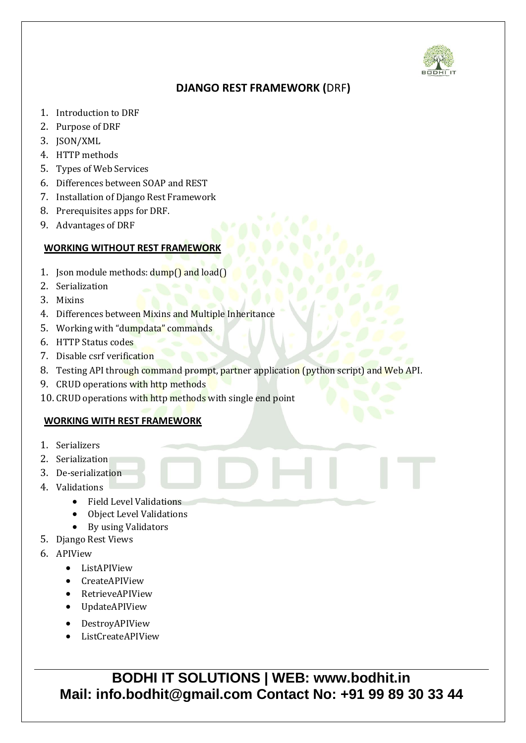# DJANGO REST FRAMEWORK (DRF)

1. Introduction to DRF
2. Purpose of DRF
3. JSON/XML
4. HTTP methods
5. Types of Web Services
6. Differences between SOAP and REST
7. Installation of Django Rest Framework
8. Prerequisites apps for DRF.
9. Advantages of DRF

## WORKING WITHOUT REST FRAMEWORK

1. Json module methods: dump() and load()
2. Serialization
3. Mixins
4. Differences between Mixins and Multiple Inheritance
5. Working with "dumpdata" commands
6. HTTP Status codes
7. Disable csrf verification
8. Testing API through command prompt, partner application (python script) and Web API.
9. CRUD operations with http methods
10. CRUD operations with http methods with single end point

## WORKING WITH REST FRAMEWORK

1. Serializers
2. Serialization
3. De-serialization
4. Validations
    - Field Level Validations
    - Object Level Validations
    - By using Validators
5. Django Rest Views
6. APIView
    - ListAPIView
    - CreateAPIView
    - RetrieveAPIView
    - UpdateAPIView
    - DestroyAPIView
    - ListCreateAPIView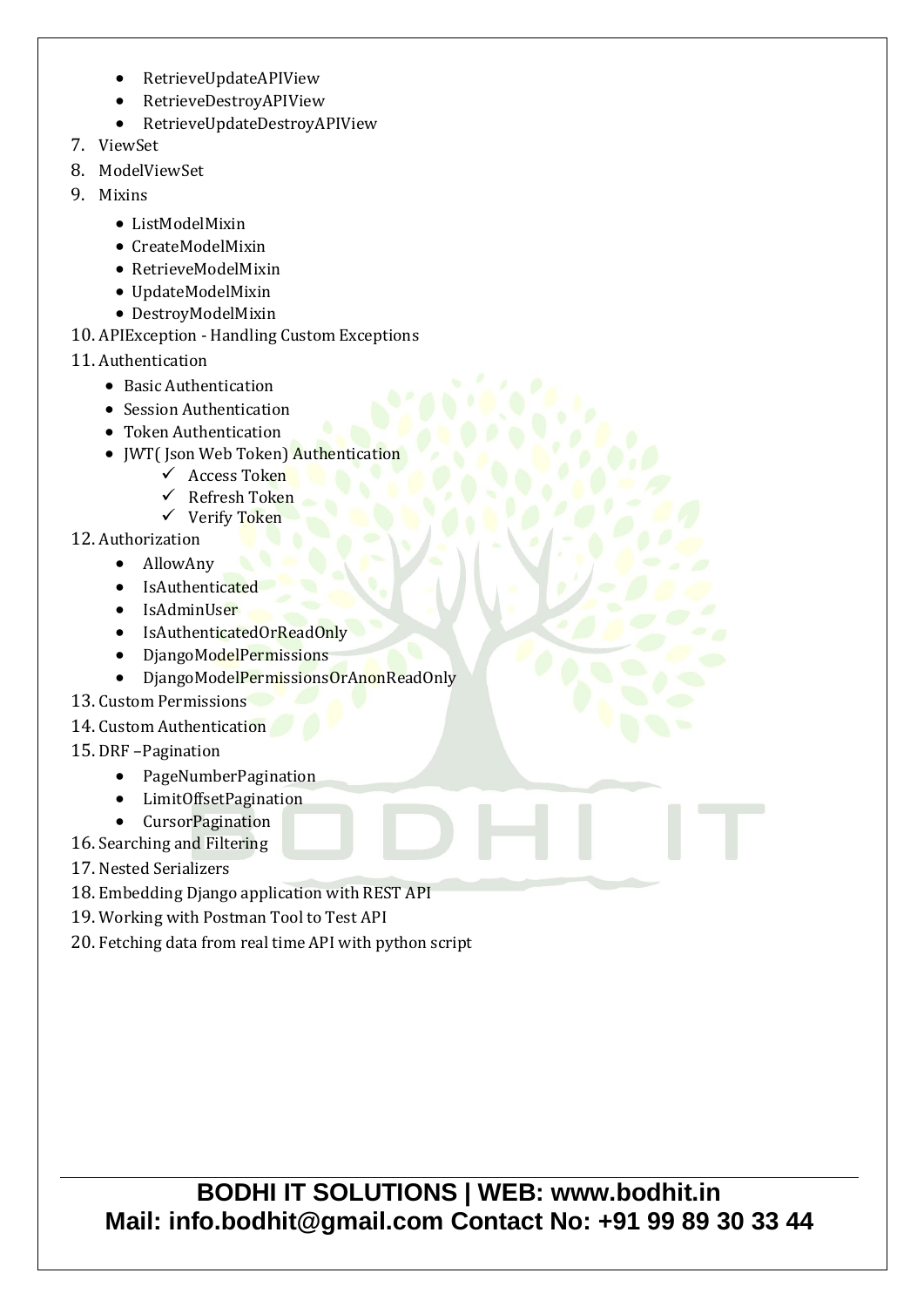- RetrieveUpdateAPIView
- RetrieveDestroyAPIView
- RetrieveUpdateDestroyAPIView

7. ViewSet
8. ModelViewSet
9. Mixins
   - ListModelMixin
   - CreateModelMixin
   - RetrieveModelMixin
   - UpdateModelMixin
   - DestroyModelMixin
10. APIException - Handling Custom Exceptions
11. Authentication
    - Basic Authentication
    - Session Authentication
    - Token Authentication
    - JWT( Json Web Token) Authentication
      - ✓ Access Token
      - ✓ Refresh Token
      - ✓ Verify Token
12. Authorization
    - AllowAny
    - IsAuthenticated
    - IsAdminUser
    - IsAuthenticatedOrReadOnly
    - DjangoModelPermissions
    - DjangoModelPermissionsOrAnonReadOnly
13. Custom Permissions
14. Custom Authentication
15. DRF –Pagination
    - PageNumberPagination
    - LimitOffsetPagination
    - CursorPagination
16. Searching and Filtering
17. Nested Serializers
18. Embedding Django application with REST API
19. Working with Postman Tool to Test API
20. Fetching data from real time API with python script